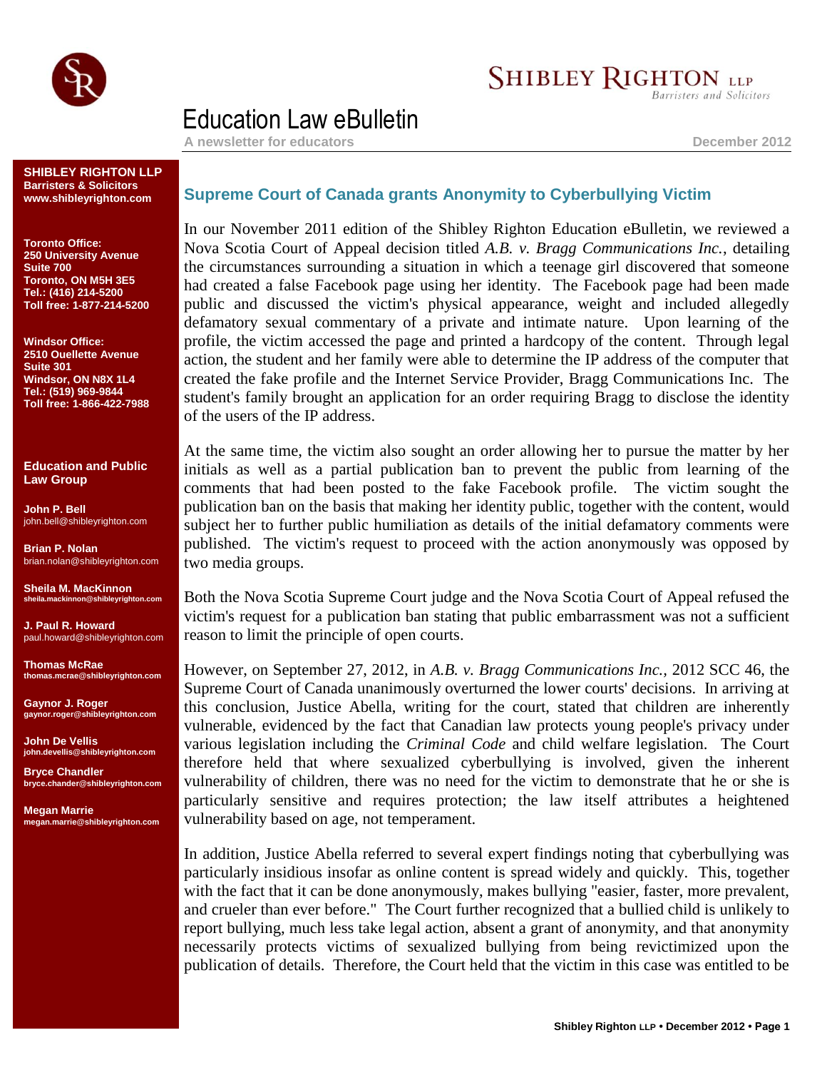# Education Law eBulletin

**A newsletter for educators** — December 2012

**SHIBLEY RIGHTON LLP**
**Barristers & Solicitors**
**www.shibleyrighton.com**

**Toronto Office:**
**250 University Avenue**
**Suite 700**
**Toronto, ON M5H 3E5**
**Tel.: (416) 214-5200**
**Toll free: 1-877-214-5200**

**Windsor Office:**
**2510 Ouellette Avenue**
**Suite 301**
**Windsor, ON N8X 1L4**
**Tel.: (519) 969-9844**
**Toll free: 1-866-422-7988**

**Education and Public Law Group**

**John P. Bell**
john.bell@shibleyrighton.com

**Brian P. Nolan**
brian.nolan@shibleyrighton.com

**Sheila M. MacKinnon**
sheila.mackinnon@shibleyrighton.com

**J. Paul R. Howard**
paul.howard@shibleyrighton.com

**Thomas McRae**
thomas.mcrae@shibleyrighton.com

**Gaynor J. Roger**
gaynor.roger@shibleyrighton.com

**John De Vellis**
john.devellis@shibleyrighton.com

**Bryce Chandler**
bryce.chander@shibleyrighton.com

**Megan Marrie**
megan.marrie@shibleyrighton.com

## Supreme Court of Canada grants Anonymity to Cyberbullying Victim

In our November 2011 edition of the Shibley Righton Education eBulletin, we reviewed a Nova Scotia Court of Appeal decision titled *A.B. v. Bragg Communications Inc.*, detailing the circumstances surrounding a situation in which a teenage girl discovered that someone had created a false Facebook page using her identity. The Facebook page had been made public and discussed the victim's physical appearance, weight and included allegedly defamatory sexual commentary of a private and intimate nature. Upon learning of the profile, the victim accessed the page and printed a hardcopy of the content. Through legal action, the student and her family were able to determine the IP address of the computer that created the fake profile and the Internet Service Provider, Bragg Communications Inc. The student's family brought an application for an order requiring Bragg to disclose the identity of the users of the IP address.

At the same time, the victim also sought an order allowing her to pursue the matter by her initials as well as a partial publication ban to prevent the public from learning of the comments that had been posted to the fake Facebook profile. The victim sought the publication ban on the basis that making her identity public, together with the content, would subject her to further public humiliation as details of the initial defamatory comments were published. The victim's request to proceed with the action anonymously was opposed by two media groups.

Both the Nova Scotia Supreme Court judge and the Nova Scotia Court of Appeal refused the victim's request for a publication ban stating that public embarrassment was not a sufficient reason to limit the principle of open courts.

However, on September 27, 2012, in *A.B. v. Bragg Communications Inc.,* 2012 SCC 46, the Supreme Court of Canada unanimously overturned the lower courts' decisions. In arriving at this conclusion, Justice Abella, writing for the court, stated that children are inherently vulnerable, evidenced by the fact that Canadian law protects young people's privacy under various legislation including the *Criminal Code* and child welfare legislation. The Court therefore held that where sexualized cyberbullying is involved, given the inherent vulnerability of children, there was no need for the victim to demonstrate that he or she is particularly sensitive and requires protection; the law itself attributes a heightened vulnerability based on age, not temperament.

In addition, Justice Abella referred to several expert findings noting that cyberbullying was particularly insidious insofar as online content is spread widely and quickly. This, together with the fact that it can be done anonymously, makes bullying "easier, faster, more prevalent, and crueler than ever before." The Court further recognized that a bullied child is unlikely to report bullying, much less take legal action, absent a grant of anonymity, and that anonymity necessarily protects victims of sexualized bullying from being revictimized upon the publication of details. Therefore, the Court held that the victim in this case was entitled to be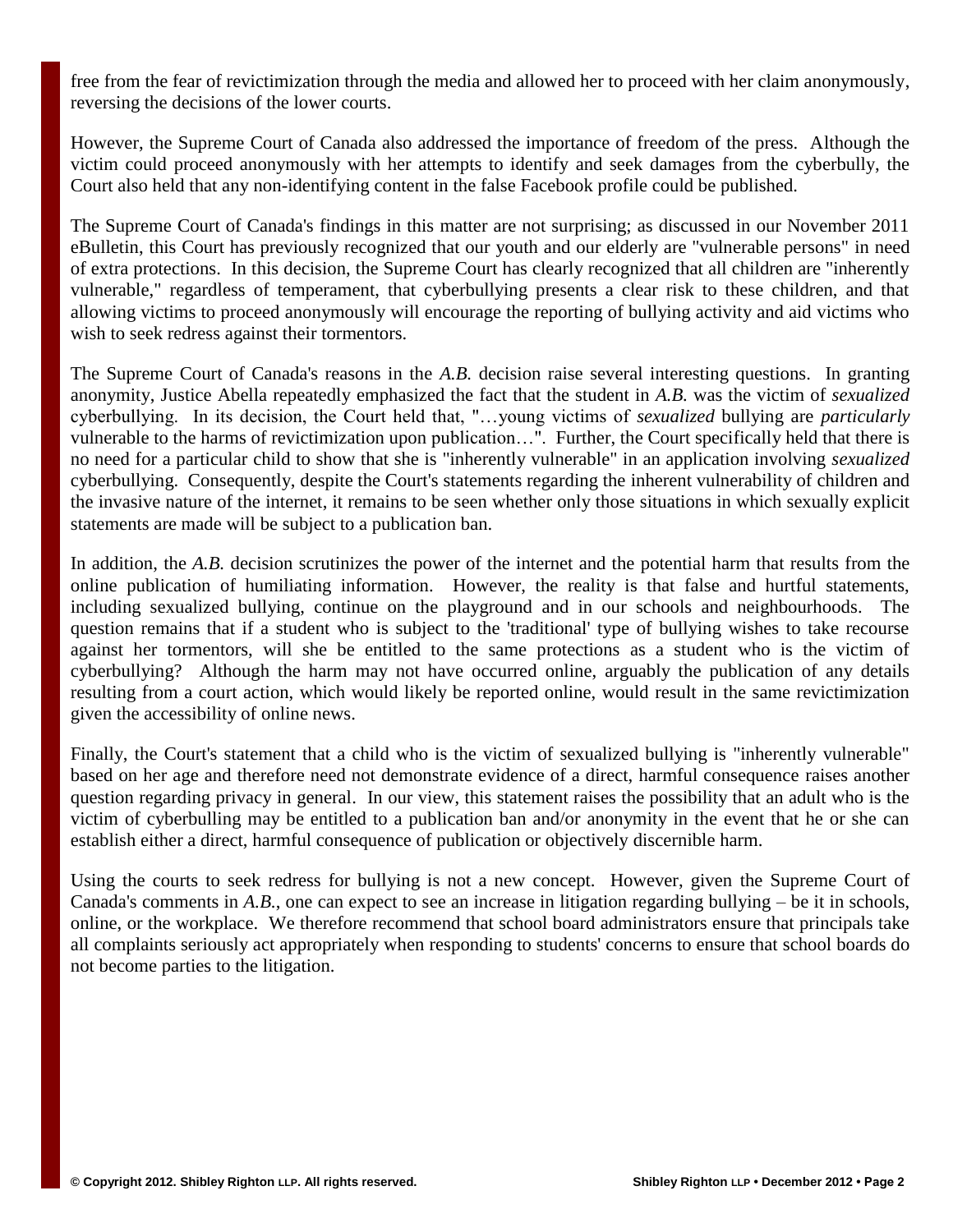free from the fear of revictimization through the media and allowed her to proceed with her claim anonymously, reversing the decisions of the lower courts.

However, the Supreme Court of Canada also addressed the importance of freedom of the press. Although the victim could proceed anonymously with her attempts to identify and seek damages from the cyberbully, the Court also held that any non-identifying content in the false Facebook profile could be published.

The Supreme Court of Canada's findings in this matter are not surprising; as discussed in our November 2011 eBulletin, this Court has previously recognized that our youth and our elderly are "vulnerable persons" in need of extra protections. In this decision, the Supreme Court has clearly recognized that all children are "inherently vulnerable," regardless of temperament, that cyberbullying presents a clear risk to these children, and that allowing victims to proceed anonymously will encourage the reporting of bullying activity and aid victims who wish to seek redress against their tormentors.

The Supreme Court of Canada's reasons in the *A.B.* decision raise several interesting questions. In granting anonymity, Justice Abella repeatedly emphasized the fact that the student in *A.B.* was the victim of *sexualized* cyberbullying. In its decision, the Court held that, "…young victims of *sexualized* bullying are *particularly* vulnerable to the harms of revictimization upon publication…". Further, the Court specifically held that there is no need for a particular child to show that she is "inherently vulnerable" in an application involving *sexualized* cyberbullying. Consequently, despite the Court's statements regarding the inherent vulnerability of children and the invasive nature of the internet, it remains to be seen whether only those situations in which sexually explicit statements are made will be subject to a publication ban.

In addition, the *A.B.* decision scrutinizes the power of the internet and the potential harm that results from the online publication of humiliating information. However, the reality is that false and hurtful statements, including sexualized bullying, continue on the playground and in our schools and neighbourhoods. The question remains that if a student who is subject to the 'traditional' type of bullying wishes to take recourse against her tormentors, will she be entitled to the same protections as a student who is the victim of cyberbullying? Although the harm may not have occurred online, arguably the publication of any details resulting from a court action, which would likely be reported online, would result in the same revictimization given the accessibility of online news.

Finally, the Court's statement that a child who is the victim of sexualized bullying is "inherently vulnerable" based on her age and therefore need not demonstrate evidence of a direct, harmful consequence raises another question regarding privacy in general. In our view, this statement raises the possibility that an adult who is the victim of cyberbulling may be entitled to a publication ban and/or anonymity in the event that he or she can establish either a direct, harmful consequence of publication or objectively discernible harm.

Using the courts to seek redress for bullying is not a new concept. However, given the Supreme Court of Canada's comments in *A.B.*, one can expect to see an increase in litigation regarding bullying – be it in schools, online, or the workplace. We therefore recommend that school board administrators ensure that principals take all complaints seriously act appropriately when responding to students' concerns to ensure that school boards do not become parties to the litigation.

**© Copyright 2012. Shibley Righton LLP. All rights reserved.**